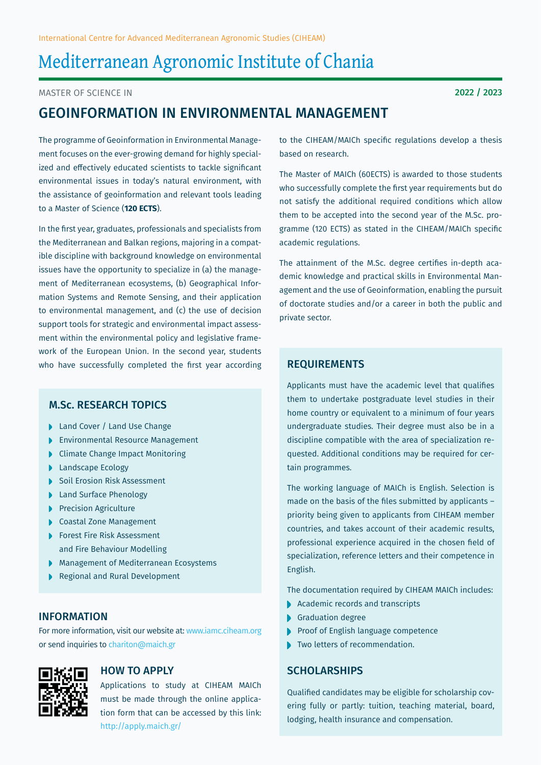International Centre for Advanced Mediterranean Agronomic Studies (CIHEAM)

# Mediterranean Agronomic Institute of Chania

MASTER OF SCIENCE IN

**2022 / 2023**

## GEOINFORMATION IN ENVIRONMENTAL MANAGEMENT

The programme of Geoinformation in Environmental Management focuses on the ever-growing demand for highly specialized and effectively educated scientists to tackle significant environmental issues in today's natural environment, with the assistance of geoinformation and relevant tools leading to a Master of Science (**120 ECTS**).

In the first year, graduates, professionals and specialists from the Mediterranean and Balkan regions, majoring in a compatible discipline with background knowledge on environmental issues have the opportunity to specialize in (a) the management of Mediterranean ecosystems, (b) Geographical Information Systems and Remote Sensing, and their application to environmental management, and (c) the use of decision support tools for strategic and environmental impact assessment within the environmental policy and legislative framework of the European Union. In the second year, students who have successfully completed the first year according to the CIHEAM/MAICh specific regulations develop a thesis based on research.

The Master of MAICh (60ECTS) is awarded to those students who successfully complete the first year requirements but do not satisfy the additional required conditions which allow them to be accepted into the second year of the M.Sc. programme (120 ECTS) as stated in the CIHEAM/MAICh specific academic regulations.

The attainment of the M.Sc. degree certifies in-depth academic knowledge and practical skills in Environmental Management and the use of Geoinformation, enabling the pursuit of doctorate studies and/or a career in both the public and private sector.

### M.Sc. RESEARCH TOPICS

- Land Cover / Land Use Change
- Environmental Resource Management
- Climate Change Impact Monitoring
- Landscape Ecology
- Soil Erosion Risk Assessment
- Land Surface Phenology
- Precision Agriculture
- Coastal Zone Management
- Forest Fire Risk Assessment and Fire Behaviour Modelling
- Management of Mediterranean Ecosystems
- Regional and Rural Development

### INFORMATION

For more information, visit our website at: www.iamc.ciheam.org or send inquiries to chariton@maich.gr

### HOW TO APPLY

Applications to study at CIHEAM MAICh must be made through the online application form that can be accessed by this link: http://apply.maich.gr/

### REQUIREMENTS

Applicants must have the academic level that qualifies them to undertake postgraduate level studies in their home country or equivalent to a minimum of four years undergraduate studies. Their degree must also be in a discipline compatible with the area of specialization requested. Additional conditions may be required for certain programmes.

The working language of MAICh is English. Selection is made on the basis of the files submitted by applicants – priority being given to applicants from CIHEAM member countries, and takes account of their academic results, professional experience acquired in the chosen field of specialization, reference letters and their competence in English.

The documentation required by CIHEAM MAICh includes:

- Academic records and transcripts
- Graduation degree
- Proof of English language competence
- Two letters of recommendation.

### SCHOLARSHIPS

Qualified candidates may be eligible for scholarship covering fully or partly: tuition, teaching material, board, lodging, health insurance and compensation.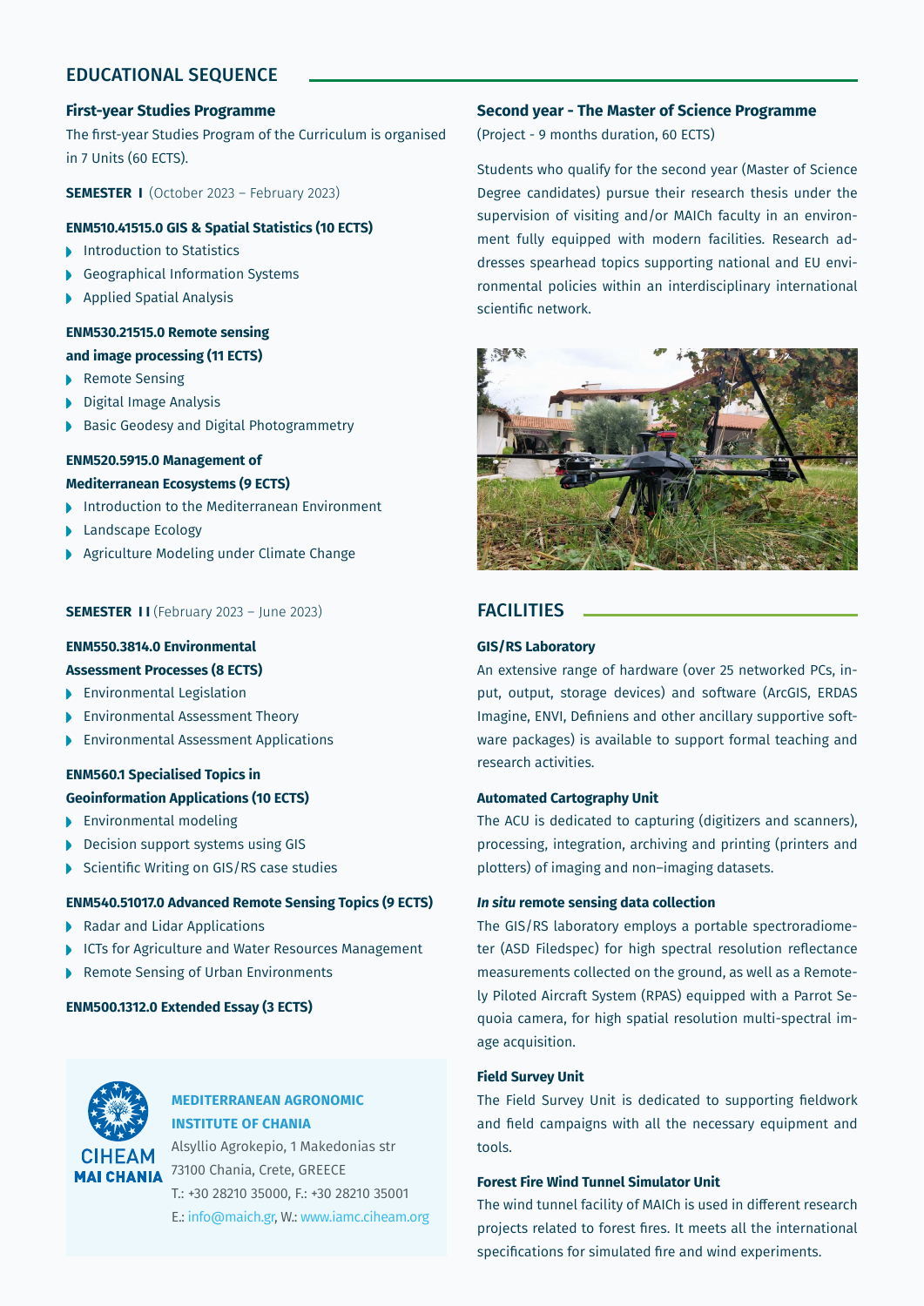## EDUCATIONAL SEQUENCE

### First-year Studies Programme

The first-year Studies Program of the Curriculum is organised in 7 Units (60 ECTS).

**SEMESTER I** (October 2023 – February 2023)

**ENM510.41515.0 GIS & Spatial Statistics (10 ECTS)**

- Introduction to Statistics
- Geographical Information Systems
- Applied Spatial Analysis

**ENM530.21515.0 Remote sensing and image processing (11 ECTS)**

- Remote Sensing
- Digital Image Analysis
- Basic Geodesy and Digital Photogrammetry

**ENM520.5915.0 Management of Mediterranean Ecosystems (9 ECTS)**

- Introduction to the Mediterranean Environment
- Landscape Ecology
- Agriculture Modeling under Climate Change

**SEMESTER II** (February 2023 – June 2023)

**ENM550.3814.0 Environmental Assessment Processes (8 ECTS)**

- Environmental Legislation
- Environmental Assessment Theory
- Environmental Assessment Applications

**ENM560.1 Specialised Topics in Geoinformation Applications (10 ECTS)**

- Environmental modeling
- Decision support systems using GIS
- Scientific Writing on GIS/RS case studies

**ENM540.51017.0 Advanced Remote Sensing Topics (9 ECTS)**

- Radar and Lidar Applications
- ICTs for Agriculture and Water Resources Management
- Remote Sensing of Urban Environments

**ENM500.1312.0 Extended Essay (3 ECTS)**

**MEDITERRANEAN AGRONOMIC INSTITUTE OF CHANIA**

CIHEAM MAI CHANIA

Alsyllio Agrokepio, 1 Makedonias str
73100 Chania, Crete, GREECE
T.: +30 28210 35000, F.: +30 28210 35001
E.: info@maich.gr, W.: www.iamc.ciheam.org

### Second year - The Master of Science Programme

(Project - 9 months duration, 60 ECTS)

Students who qualify for the second year (Master of Science Degree candidates) pursue their research thesis under the supervision of visiting and/or MAICh faculty in an environment fully equipped with modern facilities. Research addresses spearhead topics supporting national and EU environmental policies within an interdisciplinary international scientific network.

## FACILITIES

**GIS/RS Laboratory**

An extensive range of hardware (over 25 networked PCs, input, output, storage devices) and software (ArcGIS, ERDAS Imagine, ENVI, Definiens and other ancillary supportive software packages) is available to support formal teaching and research activities.

**Automated Cartography Unit**

The ACU is dedicated to capturing (digitizers and scanners), processing, integration, archiving and printing (printers and plotters) of imaging and non–imaging datasets.

***In situ* remote sensing data collection**

The GIS/RS laboratory employs a portable spectroradiometer (ASD Filedspec) for high spectral resolution reflectance measurements collected on the ground, as well as a Remotely Piloted Aircraft System (RPAS) equipped with a Parrot Sequoia camera, for high spatial resolution multi-spectral image acquisition.

**Field Survey Unit**

The Field Survey Unit is dedicated to supporting fieldwork and field campaigns with all the necessary equipment and tools.

**Forest Fire Wind Tunnel Simulator Unit**

The wind tunnel facility of MAICh is used in different research projects related to forest fires. It meets all the international specifications for simulated fire and wind experiments.